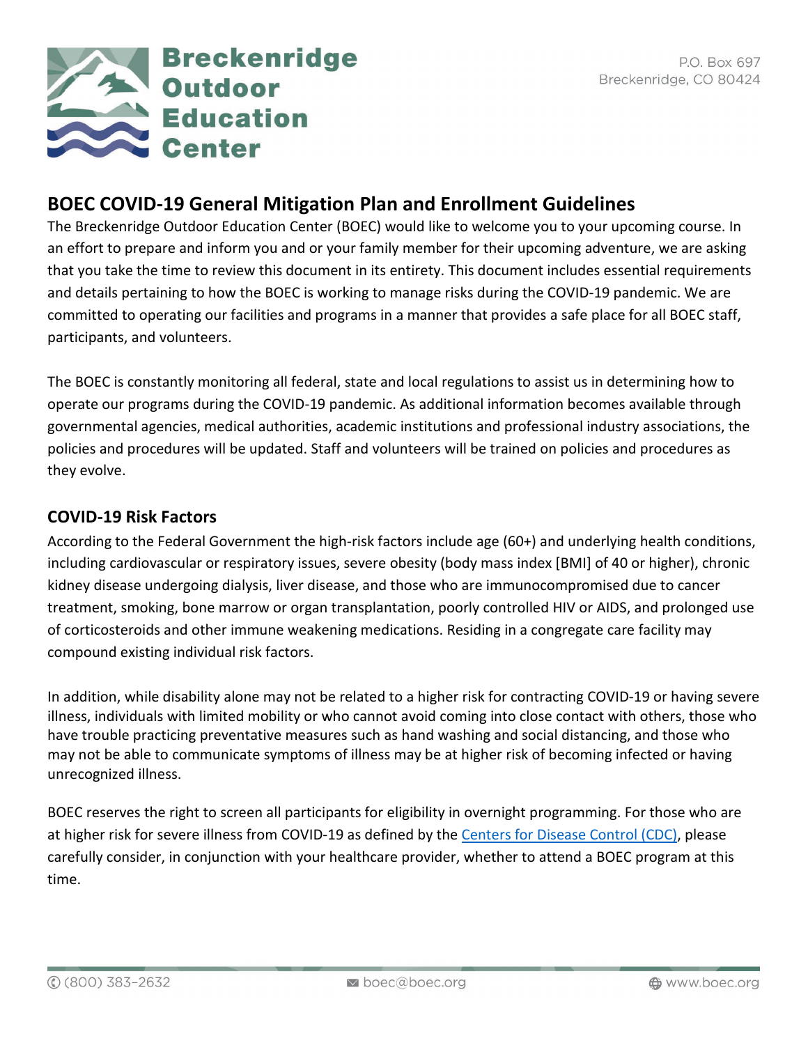# Breckenridge Outdoor Education Center

P.O. Box 697
Breckenridge, CO 80424

## BOEC COVID-19 General Mitigation Plan and Enrollment Guidelines

The Breckenridge Outdoor Education Center (BOEC) would like to welcome you to your upcoming course. In an effort to prepare and inform you and or your family member for their upcoming adventure, we are asking that you take the time to review this document in its entirety. This document includes essential requirements and details pertaining to how the BOEC is working to manage risks during the COVID-19 pandemic. We are committed to operating our facilities and programs in a manner that provides a safe place for all BOEC staff, participants, and volunteers.

The BOEC is constantly monitoring all federal, state and local regulations to assist us in determining how to operate our programs during the COVID-19 pandemic. As additional information becomes available through governmental agencies, medical authorities, academic institutions and professional industry associations, the policies and procedures will be updated. Staff and volunteers will be trained on policies and procedures as they evolve.

### COVID-19 Risk Factors

According to the Federal Government the high-risk factors include age (60+) and underlying health conditions, including cardiovascular or respiratory issues, severe obesity (body mass index [BMI] of 40 or higher), chronic kidney disease undergoing dialysis, liver disease, and those who are immunocompromised due to cancer treatment, smoking, bone marrow or organ transplantation, poorly controlled HIV or AIDS, and prolonged use of corticosteroids and other immune weakening medications. Residing in a congregate care facility may compound existing individual risk factors.

In addition, while disability alone may not be related to a higher risk for contracting COVID-19 or having severe illness, individuals with limited mobility or who cannot avoid coming into close contact with others, those who have trouble practicing preventative measures such as hand washing and social distancing, and those who may not be able to communicate symptoms of illness may be at higher risk of becoming infected or having unrecognized illness.

BOEC reserves the right to screen all participants for eligibility in overnight programming. For those who are at higher risk for severe illness from COVID-19 as defined by the Centers for Disease Control (CDC), please carefully consider, in conjunction with your healthcare provider, whether to attend a BOEC program at this time.

(800) 383-2632 | boec@boec.org | www.boec.org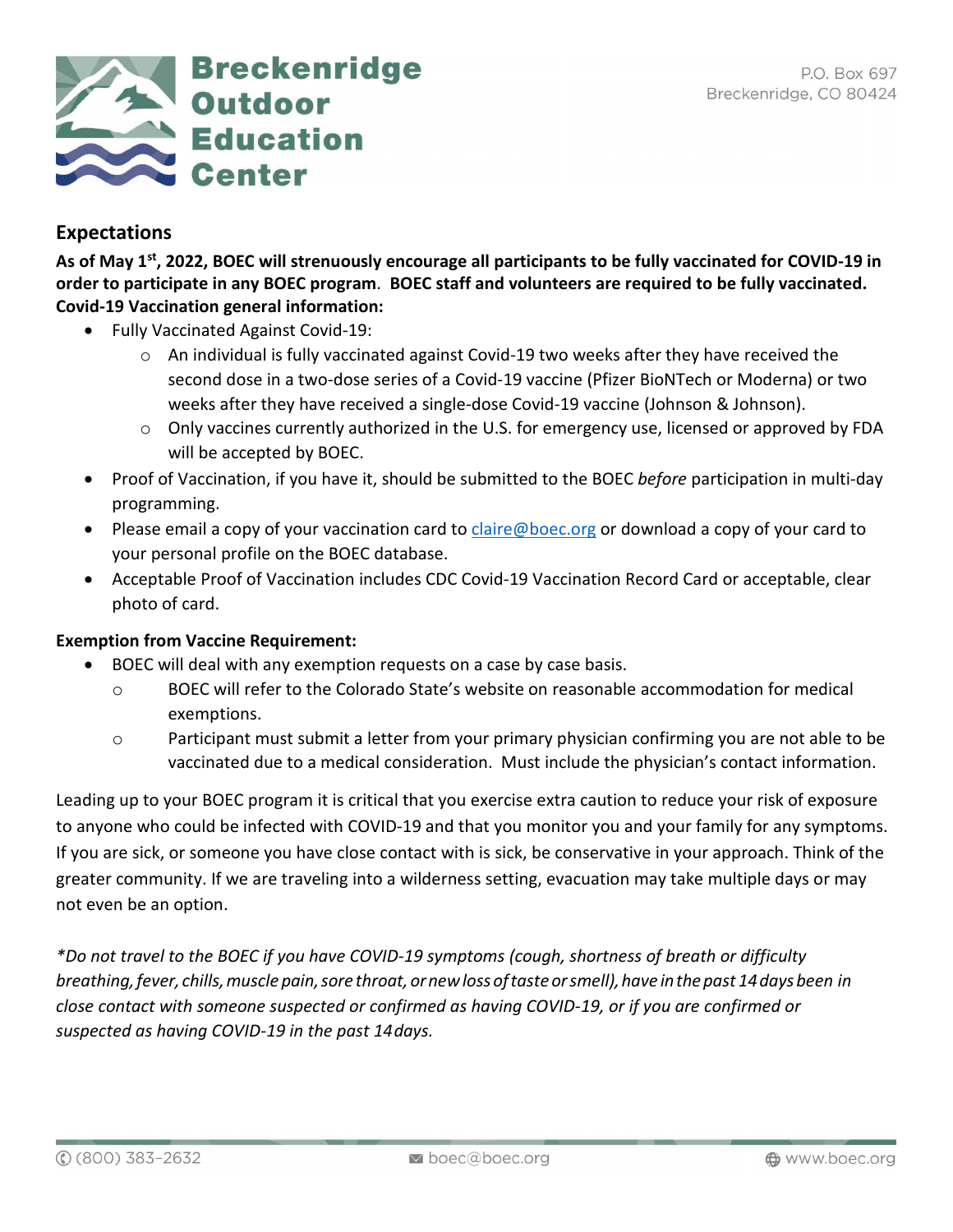## Expectations

**As of May 1st, 2022, BOEC will strenuously encourage all participants to be fully vaccinated for COVID-19 in order to participate in any BOEC program. BOEC staff and volunteers are required to be fully vaccinated. Covid-19 Vaccination general information:**

- Fully Vaccinated Against Covid-19:
  - An individual is fully vaccinated against Covid-19 two weeks after they have received the second dose in a two-dose series of a Covid-19 vaccine (Pfizer BioNTech or Moderna) or two weeks after they have received a single-dose Covid-19 vaccine (Johnson & Johnson).
  - Only vaccines currently authorized in the U.S. for emergency use, licensed or approved by FDA will be accepted by BOEC.
- Proof of Vaccination, if you have it, should be submitted to the BOEC *before* participation in multi-day programming.
- Please email a copy of your vaccination card to claire@boec.org or download a copy of your card to your personal profile on the BOEC database.
- Acceptable Proof of Vaccination includes CDC Covid-19 Vaccination Record Card or acceptable, clear photo of card.

**Exemption from Vaccine Requirement:**

- BOEC will deal with any exemption requests on a case by case basis.
  - BOEC will refer to the Colorado State's website on reasonable accommodation for medical exemptions.
  - Participant must submit a letter from your primary physician confirming you are not able to be vaccinated due to a medical consideration. Must include the physician's contact information.

Leading up to your BOEC program it is critical that you exercise extra caution to reduce your risk of exposure to anyone who could be infected with COVID-19 and that you monitor you and your family for any symptoms. If you are sick, or someone you have close contact with is sick, be conservative in your approach. Think of the greater community. If we are traveling into a wilderness setting, evacuation may take multiple days or may not even be an option.

*\*Do not travel to the BOEC if you have COVID-19 symptoms (cough, shortness of breath or difficulty breathing, fever, chills, muscle pain, sore throat, or new loss of taste or smell), have in the past 14 days been in close contact with someone suspected or confirmed as having COVID-19, or if you are confirmed or suspected as having COVID-19 in the past 14 days.*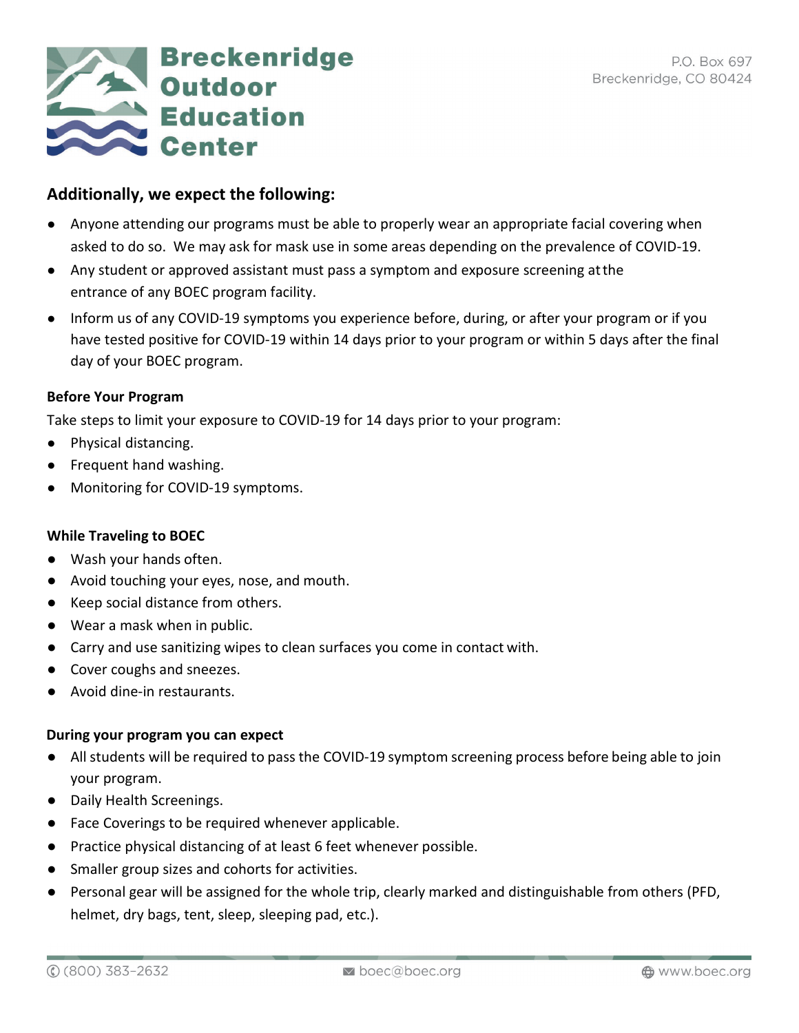## Additionally, we expect the following:

- Anyone attending our programs must be able to properly wear an appropriate facial covering when asked to do so. We may ask for mask use in some areas depending on the prevalence of COVID-19.
- Any student or approved assistant must pass a symptom and exposure screening at the entrance of any BOEC program facility.
- Inform us of any COVID-19 symptoms you experience before, during, or after your program or if you have tested positive for COVID-19 within 14 days prior to your program or within 5 days after the final day of your BOEC program.

**Before Your Program**

Take steps to limit your exposure to COVID-19 for 14 days prior to your program:

- Physical distancing.
- Frequent hand washing.
- Monitoring for COVID-19 symptoms.

**While Traveling to BOEC**

- Wash your hands often.
- Avoid touching your eyes, nose, and mouth.
- Keep social distance from others.
- Wear a mask when in public.
- Carry and use sanitizing wipes to clean surfaces you come in contact with.
- Cover coughs and sneezes.
- Avoid dine-in restaurants.

**During your program you can expect**

- All students will be required to pass the COVID-19 symptom screening process before being able to join your program.
- Daily Health Screenings.
- Face Coverings to be required whenever applicable.
- Practice physical distancing of at least 6 feet whenever possible.
- Smaller group sizes and cohorts for activities.
- Personal gear will be assigned for the whole trip, clearly marked and distinguishable from others (PFD, helmet, dry bags, tent, sleep, sleeping pad, etc.).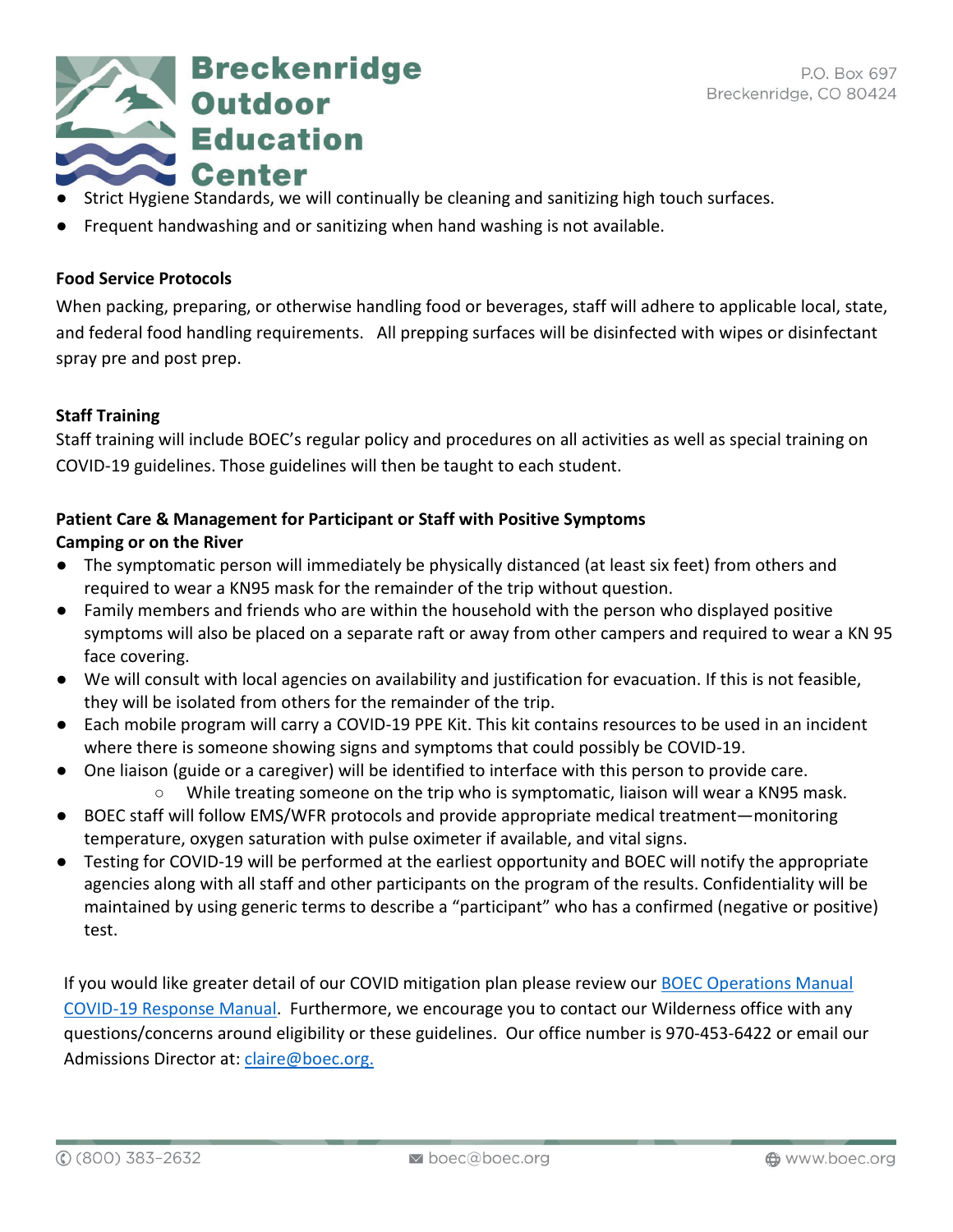- Strict Hygiene Standards, we will continually be cleaning and sanitizing high touch surfaces.
- Frequent handwashing and or sanitizing when hand washing is not available.

**Food Service Protocols**

When packing, preparing, or otherwise handling food or beverages, staff will adhere to applicable local, state, and federal food handling requirements. All prepping surfaces will be disinfected with wipes or disinfectant spray pre and post prep.

**Staff Training**

Staff training will include BOEC's regular policy and procedures on all activities as well as special training on COVID-19 guidelines. Those guidelines will then be taught to each student.

**Patient Care & Management for Participant or Staff with Positive Symptoms**
**Camping or on the River**

- The symptomatic person will immediately be physically distanced (at least six feet) from others and required to wear a KN95 mask for the remainder of the trip without question.
- Family members and friends who are within the household with the person who displayed positive symptoms will also be placed on a separate raft or away from other campers and required to wear a KN 95 face covering.
- We will consult with local agencies on availability and justification for evacuation. If this is not feasible, they will be isolated from others for the remainder of the trip.
- Each mobile program will carry a COVID-19 PPE Kit. This kit contains resources to be used in an incident where there is someone showing signs and symptoms that could possibly be COVID-19.
- One liaison (guide or a caregiver) will be identified to interface with this person to provide care.
    - While treating someone on the trip who is symptomatic, liaison will wear a KN95 mask.
- BOEC staff will follow EMS/WFR protocols and provide appropriate medical treatment—monitoring temperature, oxygen saturation with pulse oximeter if available, and vital signs.
- Testing for COVID-19 will be performed at the earliest opportunity and BOEC will notify the appropriate agencies along with all staff and other participants on the program of the results. Confidentiality will be maintained by using generic terms to describe a "participant" who has a confirmed (negative or positive) test.

If you would like greater detail of our COVID mitigation plan please review our BOEC Operations Manual COVID-19 Response Manual. Furthermore, we encourage you to contact our Wilderness office with any questions/concerns around eligibility or these guidelines. Our office number is 970-453-6422 or email our Admissions Director at: claire@boec.org.